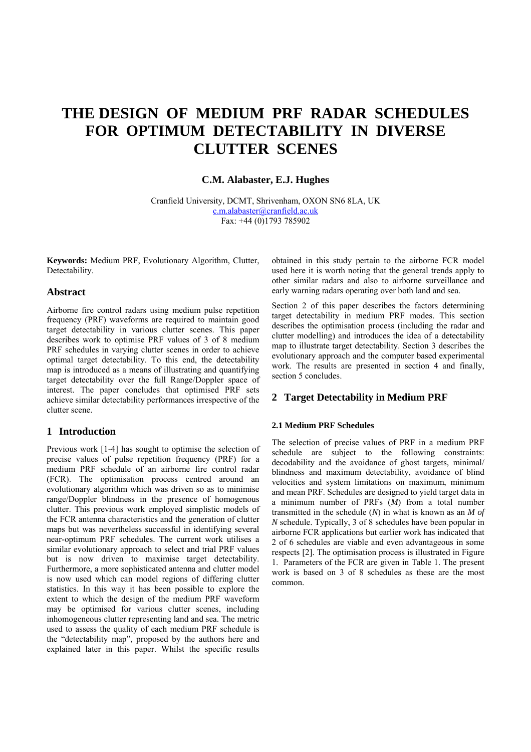# THE DESIGN OF MEDIUM PRF RADAR SCHEDULES FOR OPTIMUM DETECTABILITY IN DIVERSE CLUTTER SCENES

**C.M. Alabaster, E.J. Hughes**

Cranfield University, DCMT, Shrivenham, OXON SN6 8LA, UK
c.m.alabaster@cranfield.ac.uk
Fax: +44 (0)1793 785902

**Keywords:** Medium PRF, Evolutionary Algorithm, Clutter, Detectability.

## Abstract

Airborne fire control radars using medium pulse repetition frequency (PRF) waveforms are required to maintain good target detectability in various clutter scenes. This paper describes work to optimise PRF values of 3 of 8 medium PRF schedules in varying clutter scenes in order to achieve optimal target detectability. To this end, the detectability map is introduced as a means of illustrating and quantifying target detectability over the full Range/Doppler space of interest. The paper concludes that optimised PRF sets achieve similar detectability performances irrespective of the clutter scene.

## 1 Introduction

Previous work [1-4] has sought to optimise the selection of precise values of pulse repetition frequency (PRF) for a medium PRF schedule of an airborne fire control radar (FCR). The optimisation process centred around an evolutionary algorithm which was driven so as to minimise range/Doppler blindness in the presence of homogenous clutter. This previous work employed simplistic models of the FCR antenna characteristics and the generation of clutter maps but was nevertheless successful in identifying several near-optimum PRF schedules. The current work utilises a similar evolutionary approach to select and trial PRF values but is now driven to maximise target detectability. Furthermore, a more sophisticated antenna and clutter model is now used which can model regions of differing clutter statistics. In this way it has been possible to explore the extent to which the design of the medium PRF waveform may be optimised for various clutter scenes, including inhomogeneous clutter representing land and sea. The metric used to assess the quality of each medium PRF schedule is the "detectability map", proposed by the authors here and explained later in this paper. Whilst the specific results obtained in this study pertain to the airborne FCR model used here it is worth noting that the general trends apply to other similar radars and also to airborne surveillance and early warning radars operating over both land and sea.

Section 2 of this paper describes the factors determining target detectability in medium PRF modes. This section describes the optimisation process (including the radar and clutter modelling) and introduces the idea of a detectability map to illustrate target detectability. Section 3 describes the evolutionary approach and the computer based experimental work. The results are presented in section 4 and finally, section 5 concludes.

## 2 Target Detectability in Medium PRF

### 2.1 Medium PRF Schedules

The selection of precise values of PRF in a medium PRF schedule are subject to the following constraints: decodability and the avoidance of ghost targets, minimal/ blindness and maximum detectability, avoidance of blind velocities and system limitations on maximum, minimum and mean PRF. Schedules are designed to yield target data in a minimum number of PRFs ($M$) from a total number transmitted in the schedule ($N$) in what is known as an *M of N* schedule. Typically, 3 of 8 schedules have been popular in airborne FCR applications but earlier work has indicated that 2 of 6 schedules are viable and even advantageous in some respects [2]. The optimisation process is illustrated in Figure 1. Parameters of the FCR are given in Table 1. The present work is based on 3 of 8 schedules as these are the most common.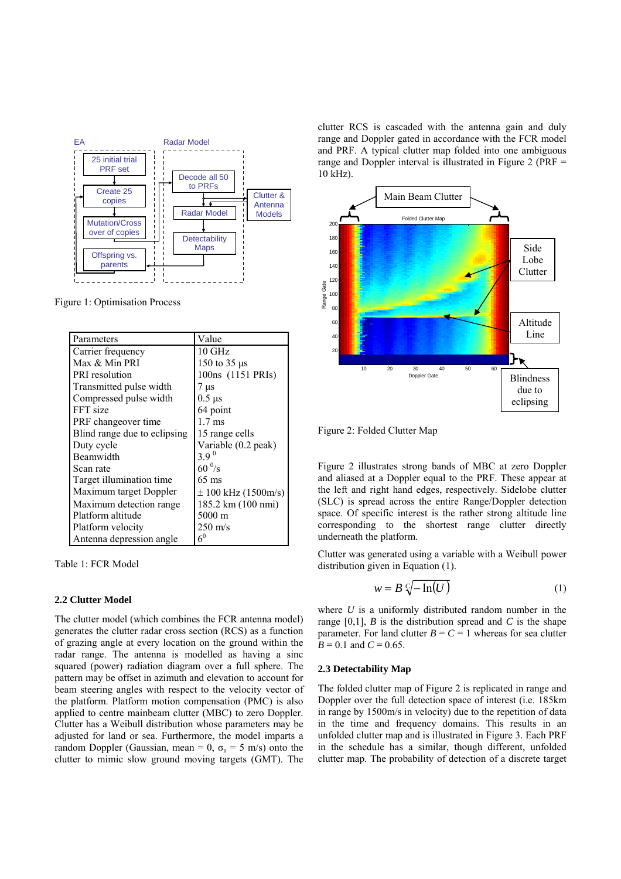Figure 1: Optimisation Process

| Parameters | Value |
|---|---|
| Carrier frequency | 10 GHz |
| Max & Min PRI | 150 to 35 μs |
| PRI resolution | 100ns (1151 PRIs) |
| Transmitted pulse width | 7 μs |
| Compressed pulse width | 0.5 μs |
| FFT size | 64 point |
| PRF changeover time | 1.7 ms |
| Blind range due to eclipsing | 15 range cells |
| Duty cycle | Variable (0.2 peak) |
| Beamwidth | $3.9^0$ |
| Scan rate | $60\ ^0/s$ |
| Target illumination time | 65 ms |
| Maximum target Doppler | ± 100 kHz (1500m/s) |
| Maximum detection range | 185.2 km (100 nmi) |
| Platform altitude | 5000 m |
| Platform velocity | 250 m/s |
| Antenna depression angle | $6^0$ |

Table 1: FCR Model

### 2.2 Clutter Model

The clutter model (which combines the FCR antenna model) generates the clutter radar cross section (RCS) as a function of grazing angle at every location on the ground within the radar range. The antenna is modelled as having a sinc squared (power) radiation diagram over a full sphere. The pattern may be offset in azimuth and elevation to account for beam steering angles with respect to the velocity vector of the platform. Platform motion compensation (PMC) is also applied to centre mainbeam clutter (MBC) to zero Doppler. Clutter has a Weibull distribution whose parameters may be adjusted for land or sea. Furthermore, the model imparts a random Doppler (Gaussian, mean = 0, $\sigma_n$ = 5 m/s) onto the clutter to mimic slow ground moving targets (GMT). The clutter RCS is cascaded with the antenna gain and duly range and Doppler gated in accordance with the FCR model and PRF. A typical clutter map folded into one ambiguous range and Doppler interval is illustrated in Figure 2 (PRF = 10 kHz).

Figure 2: Folded Clutter Map

Figure 2 illustrates strong bands of MBC at zero Doppler and aliased at a Doppler equal to the PRF. These appear at the left and right hand edges, respectively. Sidelobe clutter (SLC) is spread across the entire Range/Doppler detection space. Of specific interest is the rather strong altitude line corresponding to the shortest range clutter directly underneath the platform.

Clutter was generated using a variable with a Weibull power distribution given in Equation (1).

$$w = B\sqrt[C]{-\ln(U)} \qquad (1)$$

where $U$ is a uniformly distributed random number in the range [0,1], $B$ is the distribution spread and $C$ is the shape parameter. For land clutter $B = C = 1$ whereas for sea clutter $B = 0.1$ and $C = 0.65$.

### 2.3 Detectability Map

The folded clutter map of Figure 2 is replicated in range and Doppler over the full detection space of interest (i.e. 185km in range by 1500m/s in velocity) due to the repetition of data in the time and frequency domains. This results in an unfolded clutter map and is illustrated in Figure 3. Each PRF in the schedule has a similar, though different, unfolded clutter map. The probability of detection of a discrete target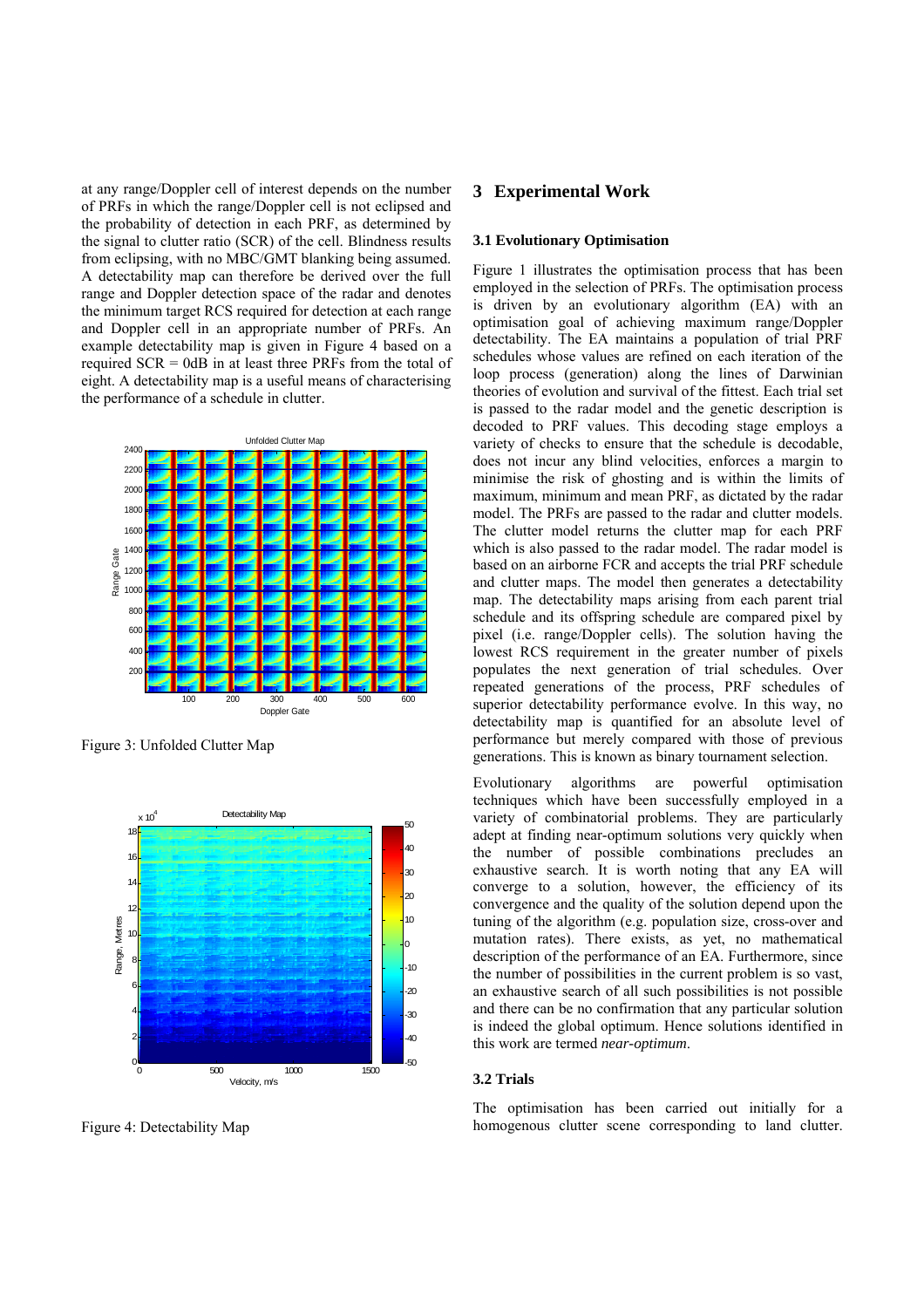at any range/Doppler cell of interest depends on the number of PRFs in which the range/Doppler cell is not eclipsed and the probability of detection in each PRF, as determined by the signal to clutter ratio (SCR) of the cell. Blindness results from eclipsing, with no MBC/GMT blanking being assumed. A detectability map can therefore be derived over the full range and Doppler detection space of the radar and denotes the minimum target RCS required for detection at each range and Doppler cell in an appropriate number of PRFs. An example detectability map is given in Figure 4 based on a required SCR = 0dB in at least three PRFs from the total of eight. A detectability map is a useful means of characterising the performance of a schedule in clutter.

Unfolded Clutter Map

Range Gate

200
400
600
800
1000
1200
1400
1600
1800
2000
2200
2400

Doppler Gate

100
200
300
400
500
600

Figure 3: Unfolded Clutter Map

Detectability Map

x 10^4

Range, Metres

0
2
4
6
8
10
12
14
16
18

Velocity, m/s

0
500
1000
1500

50
40
30
20
10
0
-10
-20
-30
-40
-50

Figure 4: Detectability Map

## 3 Experimental Work

### 3.1 Evolutionary Optimisation

Figure 1 illustrates the optimisation process that has been employed in the selection of PRFs. The optimisation process is driven by an evolutionary algorithm (EA) with an optimisation goal of achieving maximum range/Doppler detectability. The EA maintains a population of trial PRF schedules whose values are refined on each iteration of the loop process (generation) along the lines of Darwinian theories of evolution and survival of the fittest. Each trial set is passed to the radar model and the genetic description is decoded to PRF values. This decoding stage employs a variety of checks to ensure that the schedule is decodable, does not incur any blind velocities, enforces a margin to minimise the risk of ghosting and is within the limits of maximum, minimum and mean PRF, as dictated by the radar model. The PRFs are passed to the radar and clutter models. The clutter model returns the clutter map for each PRF which is also passed to the radar model. The radar model is based on an airborne FCR and accepts the trial PRF schedule and clutter maps. The model then generates a detectability map. The detectability maps arising from each parent trial schedule and its offspring schedule are compared pixel by pixel (i.e. range/Doppler cells). The solution having the lowest RCS requirement in the greater number of pixels populates the next generation of trial schedules. Over repeated generations of the process, PRF schedules of superior detectability performance evolve. In this way, no detectability map is quantified for an absolute level of performance but merely compared with those of previous generations. This is known as binary tournament selection.

Evolutionary algorithms are powerful optimisation techniques which have been successfully employed in a variety of combinatorial problems. They are particularly adept at finding near-optimum solutions very quickly when the number of possible combinations precludes an exhaustive search. It is worth noting that any EA will converge to a solution, however, the efficiency of its convergence and the quality of the solution depend upon the tuning of the algorithm (e.g. population size, cross-over and mutation rates). There exists, as yet, no mathematical description of the performance of an EA. Furthermore, since the number of possibilities in the current problem is so vast, an exhaustive search of all such possibilities is not possible and there can be no confirmation that any particular solution is indeed the global optimum. Hence solutions identified in this work are termed *near-optimum*.

### 3.2 Trials

The optimisation has been carried out initially for a homogenous clutter scene corresponding to land clutter.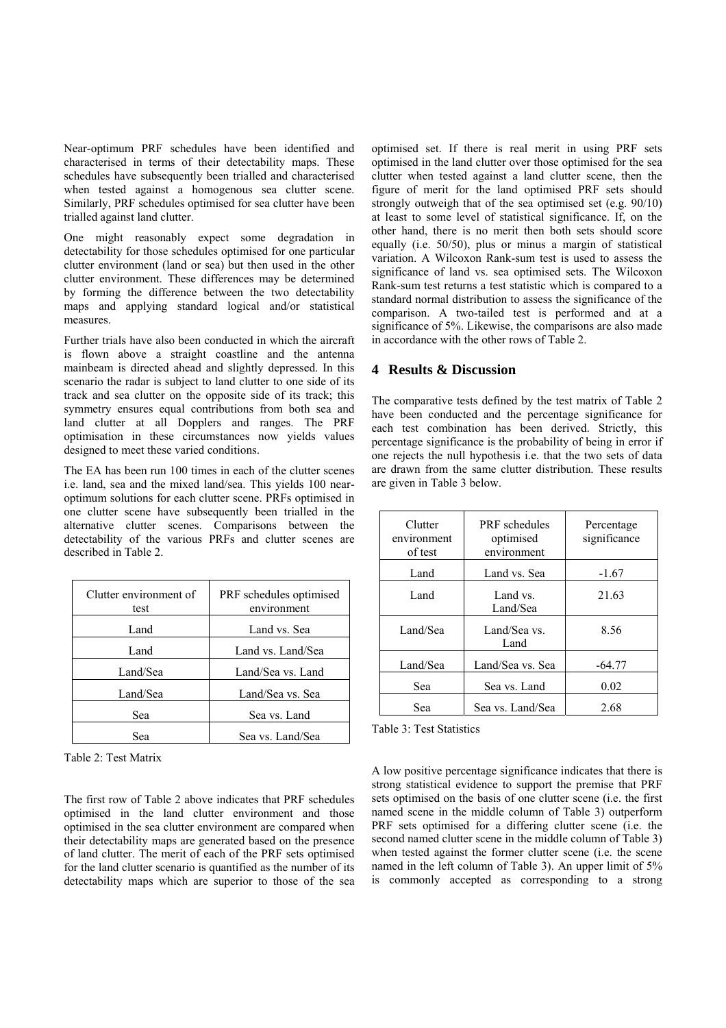Near-optimum PRF schedules have been identified and characterised in terms of their detectability maps. These schedules have subsequently been trialled and characterised when tested against a homogenous sea clutter scene. Similarly, PRF schedules optimised for sea clutter have been trialled against land clutter.

One might reasonably expect some degradation in detectability for those schedules optimised for one particular clutter environment (land or sea) but then used in the other clutter environment. These differences may be determined by forming the difference between the two detectability maps and applying standard logical and/or statistical measures.

Further trials have also been conducted in which the aircraft is flown above a straight coastline and the antenna mainbeam is directed ahead and slightly depressed. In this scenario the radar is subject to land clutter to one side of its track and sea clutter on the opposite side of its track; this symmetry ensures equal contributions from both sea and land clutter at all Dopplers and ranges. The PRF optimisation in these circumstances now yields values designed to meet these varied conditions.

The EA has been run 100 times in each of the clutter scenes i.e. land, sea and the mixed land/sea. This yields 100 near-optimum solutions for each clutter scene. PRFs optimised in one clutter scene have subsequently been trialled in the alternative clutter scenes. Comparisons between the detectability of the various PRFs and clutter scenes are described in Table 2.

| Clutter environment of test | PRF schedules optimised environment |
|---|---|
| Land | Land vs. Sea |
| Land | Land vs. Land/Sea |
| Land/Sea | Land/Sea vs. Land |
| Land/Sea | Land/Sea vs. Sea |
| Sea | Sea vs. Land |
| Sea | Sea vs. Land/Sea |

Table 2: Test Matrix

The first row of Table 2 above indicates that PRF schedules optimised in the land clutter environment and those optimised in the sea clutter environment are compared when their detectability maps are generated based on the presence of land clutter. The merit of each of the PRF sets optimised for the land clutter scenario is quantified as the number of its detectability maps which are superior to those of the sea optimised set. If there is real merit in using PRF sets optimised in the land clutter over those optimised for the sea clutter when tested against a land clutter scene, then the figure of merit for the land optimised PRF sets should strongly outweigh that of the sea optimised set (e.g. 90/10) at least to some level of statistical significance. If, on the other hand, there is no merit then both sets should score equally (i.e. 50/50), plus or minus a margin of statistical variation. A Wilcoxon Rank-sum test is used to assess the significance of land vs. sea optimised sets. The Wilcoxon Rank-sum test returns a test statistic which is compared to a standard normal distribution to assess the significance of the comparison. A two-tailed test is performed and at a significance of 5%. Likewise, the comparisons are also made in accordance with the other rows of Table 2.

## 4 Results & Discussion

The comparative tests defined by the test matrix of Table 2 have been conducted and the percentage significance for each test combination has been derived. Strictly, this percentage significance is the probability of being in error if one rejects the null hypothesis i.e. that the two sets of data are drawn from the same clutter distribution. These results are given in Table 3 below.

| Clutter environment of test | PRF schedules optimised environment | Percentage significance |
|---|---|---|
| Land | Land vs. Sea | -1.67 |
| Land | Land vs. Land/Sea | 21.63 |
| Land/Sea | Land/Sea vs. Land | 8.56 |
| Land/Sea | Land/Sea vs. Sea | -64.77 |
| Sea | Sea vs. Land | 0.02 |
| Sea | Sea vs. Land/Sea | 2.68 |

Table 3: Test Statistics

A low positive percentage significance indicates that there is strong statistical evidence to support the premise that PRF sets optimised on the basis of one clutter scene (i.e. the first named scene in the middle column of Table 3) outperform PRF sets optimised for a differing clutter scene (i.e. the second named clutter scene in the middle column of Table 3) when tested against the former clutter scene (i.e. the scene named in the left column of Table 3). An upper limit of 5% is commonly accepted as corresponding to a strong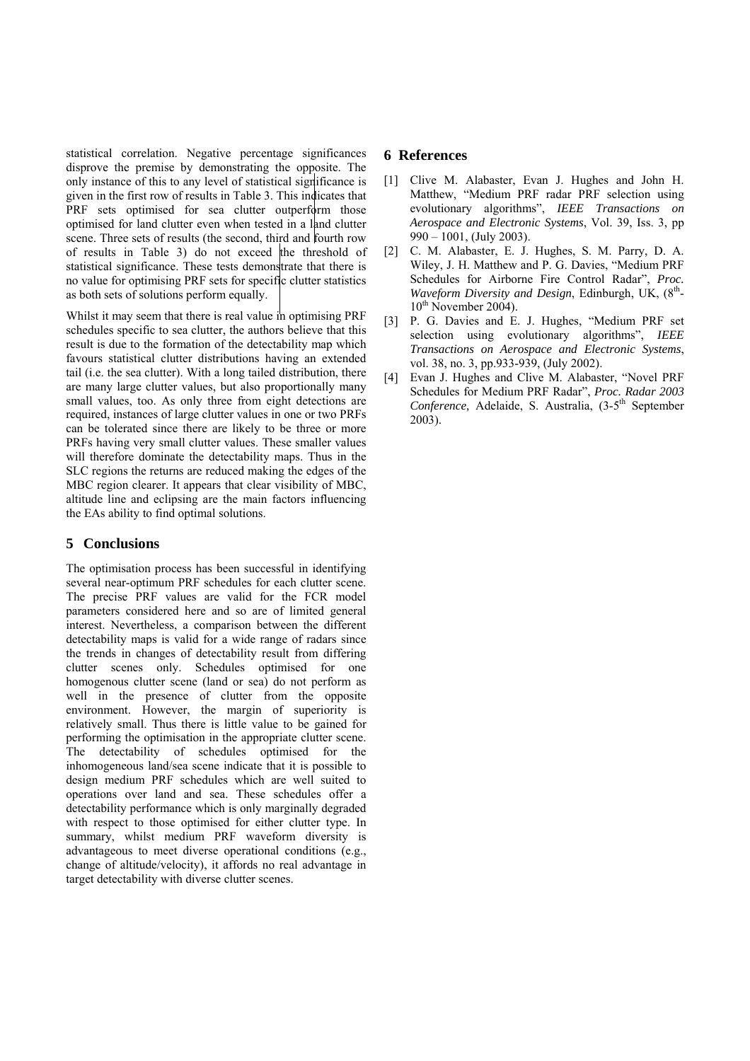statistical correlation. Negative percentage significances disprove the premise by demonstrating the opposite. The only instance of this to any level of statistical significance is given in the first row of results in Table 3. This indicates that PRF sets optimised for sea clutter outperform those optimised for land clutter even when tested in a land clutter scene. Three sets of results (the second, third and fourth row of results in Table 3) do not exceed the threshold of statistical significance. These tests demonstrate that there is no value for optimising PRF sets for specific clutter statistics as both sets of solutions perform equally.

Whilst it may seem that there is real value in optimising PRF schedules specific to sea clutter, the authors believe that this result is due to the formation of the detectability map which favours statistical clutter distributions having an extended tail (i.e. the sea clutter). With a long tailed distribution, there are many large clutter values, but also proportionally many small values, too. As only three from eight detections are required, instances of large clutter values in one or two PRFs can be tolerated since there are likely to be three or more PRFs having very small clutter values. These smaller values will therefore dominate the detectability maps. Thus in the SLC regions the returns are reduced making the edges of the MBC region clearer. It appears that clear visibility of MBC, altitude line and eclipsing are the main factors influencing the EAs ability to find optimal solutions.

## 5 Conclusions

The optimisation process has been successful in identifying several near-optimum PRF schedules for each clutter scene. The precise PRF values are valid for the FCR model parameters considered here and so are of limited general interest. Nevertheless, a comparison between the different detectability maps is valid for a wide range of radars since the trends in changes of detectability result from differing clutter scenes only. Schedules optimised for one homogenous clutter scene (land or sea) do not perform as well in the presence of clutter from the opposite environment. However, the margin of superiority is relatively small. Thus there is little value to be gained for performing the optimisation in the appropriate clutter scene. The detectability of schedules optimised for the inhomogeneous land/sea scene indicate that it is possible to design medium PRF schedules which are well suited to operations over land and sea. These schedules offer a detectability performance which is only marginally degraded with respect to those optimised for either clutter type. In summary, whilst medium PRF waveform diversity is advantageous to meet diverse operational conditions (e.g., change of altitude/velocity), it affords no real advantage in target detectability with diverse clutter scenes.

## 6 References

[1] Clive M. Alabaster, Evan J. Hughes and John H. Matthew, "Medium PRF radar PRF selection using evolutionary algorithms", *IEEE Transactions on Aerospace and Electronic Systems*, Vol. 39, Iss. 3, pp 990 – 1001, (July 2003).

[2] C. M. Alabaster, E. J. Hughes, S. M. Parry, D. A. Wiley, J. H. Matthew and P. G. Davies, "Medium PRF Schedules for Airborne Fire Control Radar", *Proc. Waveform Diversity and Design*, Edinburgh, UK, (8th-10th November 2004).

[3] P. G. Davies and E. J. Hughes, "Medium PRF set selection using evolutionary algorithms", *IEEE Transactions on Aerospace and Electronic Systems*, vol. 38, no. 3, pp.933-939, (July 2002).

[4] Evan J. Hughes and Clive M. Alabaster, "Novel PRF Schedules for Medium PRF Radar", *Proc. Radar 2003 Conference,* Adelaide, S. Australia, (3-5th September 2003).